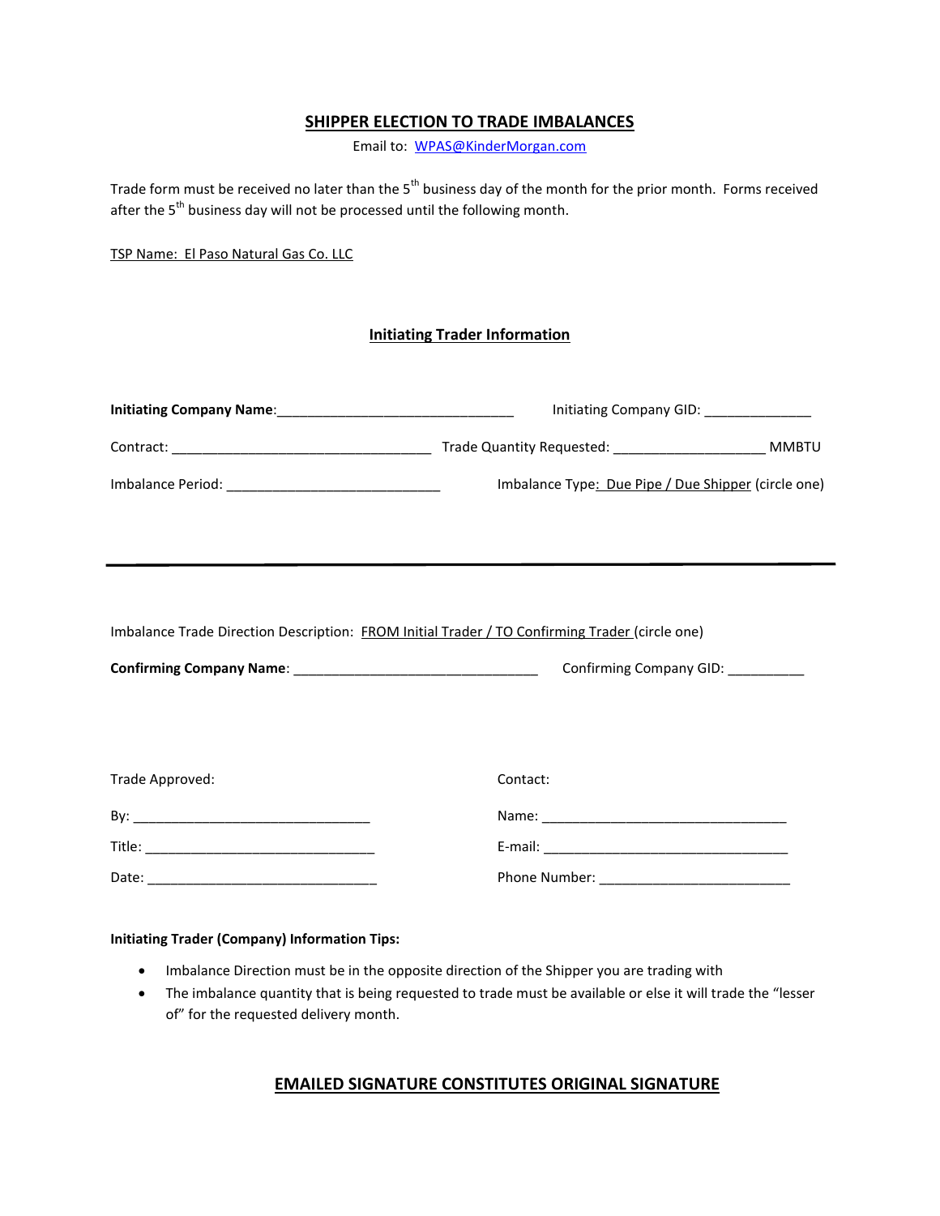## SHIPPER ELECTION TO TRADE IMBALANCES

Email to: WPAS@KinderMorgan.com

Trade form must be received no later than the 5th business day of the month for the prior month. Forms received after the 5th business day will not be processed until the following month.

TSP Name: El Paso Natural Gas Co. LLC

### Initiating Trader Information

**Initiating Company Name**:_______________________________ Initiating Company GID: ______________

Contract: __________________________________ Trade Quantity Requested: ____________________ MMBTU

Imbalance Period: ____________________________ Imbalance Type: Due Pipe / Due Shipper (circle one)

---

Imbalance Trade Direction Description: FROM Initial Trader / TO Confirming Trader (circle one)

**Confirming Company Name**: ________________________________ Confirming Company GID: __________

Trade Approved:

By: _______________________________

Title: _______________________________

Date: _______________________________

Contact:

Name: ________________________________

E-mail: ________________________________

Phone Number: _________________________

**Initiating Trader (Company) Information Tips:**

- Imbalance Direction must be in the opposite direction of the Shipper you are trading with
- The imbalance quantity that is being requested to trade must be available or else it will trade the "lesser of" for the requested delivery month.

**EMAILED SIGNATURE CONSTITUTES ORIGINAL SIGNATURE**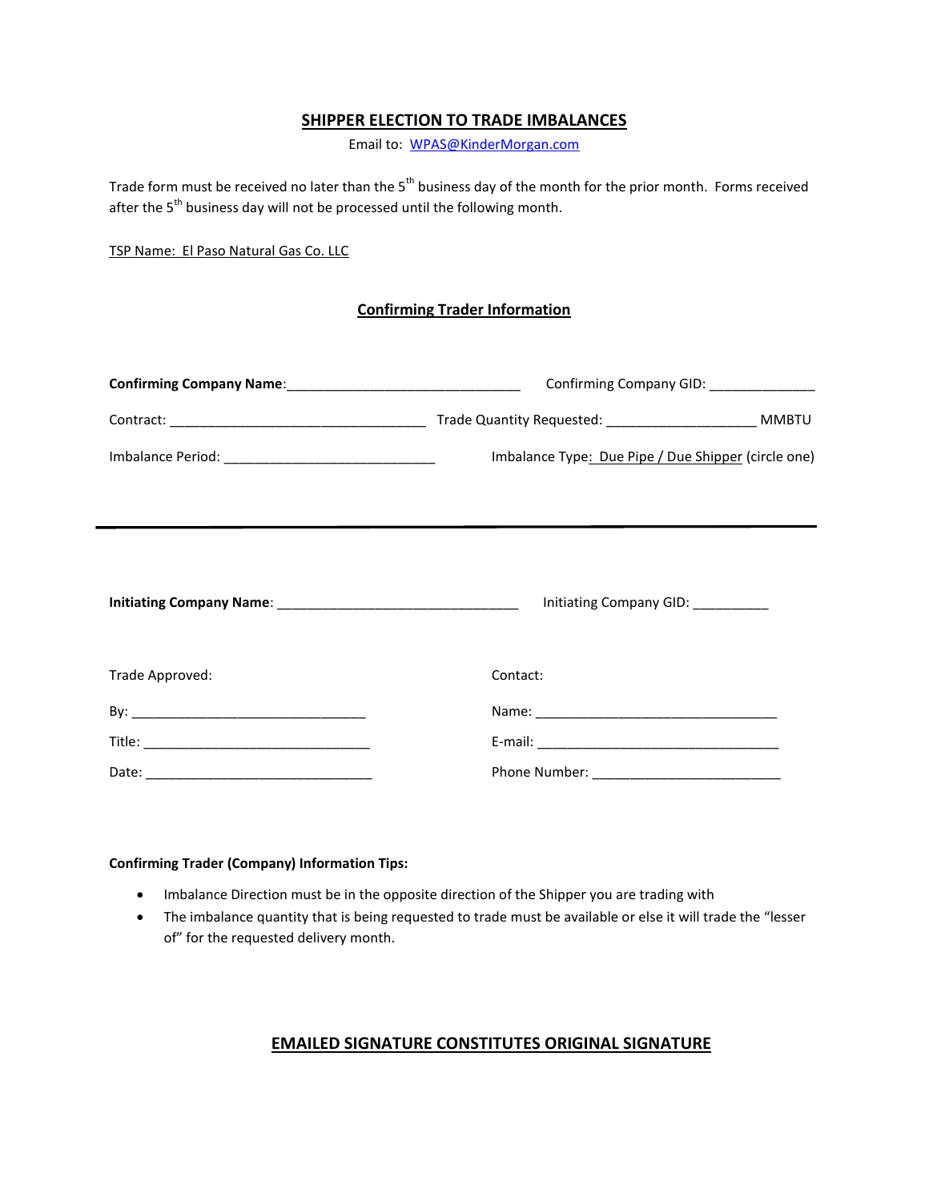# SHIPPER ELECTION TO TRADE IMBALANCES

Email to: WPAS@KinderMorgan.com

Trade form must be received no later than the 5th business day of the month for the prior month. Forms received after the 5th business day will not be processed until the following month.

TSP Name: El Paso Natural Gas Co. LLC

## Confirming Trader Information

**Confirming Company Name**:_______________________________ Confirming Company GID: ______________

Contract: __________________________________ Trade Quantity Requested: ____________________ MMBTU

Imbalance Period: ____________________________ Imbalance Type: Due Pipe / Due Shipper (circle one)

---

**Initiating Company Name**: ________________________________ Initiating Company GID: __________

Trade Approved:

By: _______________________________

Title: ______________________________

Date: ______________________________

Contact:

Name: ________________________________

E-mail: ________________________________

Phone Number: _________________________

**Confirming Trader (Company) Information Tips:**

- Imbalance Direction must be in the opposite direction of the Shipper you are trading with
- The imbalance quantity that is being requested to trade must be available or else it will trade the "lesser of" for the requested delivery month.

## EMAILED SIGNATURE CONSTITUTES ORIGINAL SIGNATURE